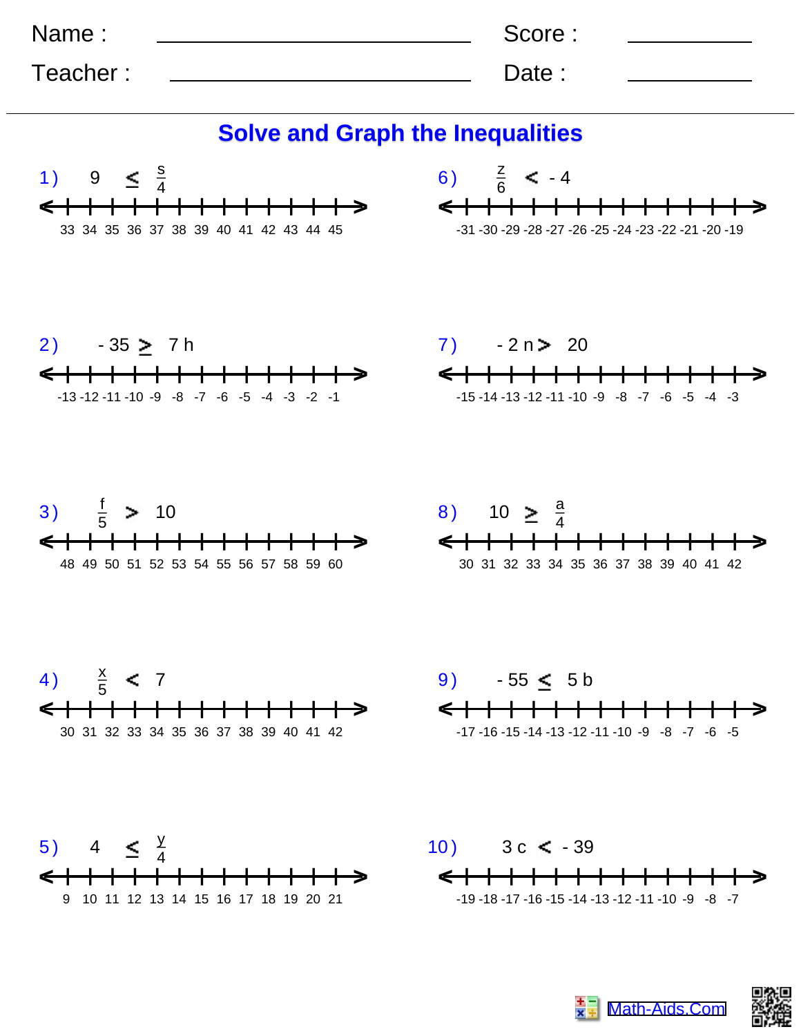Name : ______________________ Score : __________

Teacher : ______________________ Date : __________

# Solve and Graph the Inequalities

1) $9 \leq \frac{s}{4}$

33 34 35 36 37 38 39 40 41 42 43 44 45

2) $-35 \geq 7h$

-13 -12 -11 -10 -9 -8 -7 -6 -5 -4 -3 -2 -1

3) $\frac{f}{5} > 10$

48 49 50 51 52 53 54 55 56 57 58 59 60

4) $\frac{x}{5} < 7$

30 31 32 33 34 35 36 37 38 39 40 41 42

5) $4 \leq \frac{y}{4}$

9 10 11 12 13 14 15 16 17 18 19 20 21

6) $\frac{z}{6} < -4$

-31 -30 -29 -28 -27 -26 -25 -24 -23 -22 -21 -20 -19

7) $-2n > 20$

-15 -14 -13 -12 -11 -10 -9 -8 -7 -6 -5 -4 -3

8) $10 \geq \frac{a}{4}$

30 31 32 33 34 35 36 37 38 39 40 41 42

9) $-55 \leq 5b$

-17 -16 -15 -14 -13 -12 -11 -10 -9 -8 -7 -6 -5

10) $3c < -39$

-19 -18 -17 -16 -15 -14 -13 -12 -11 -10 -9 -8 -7

Math-Aids.Com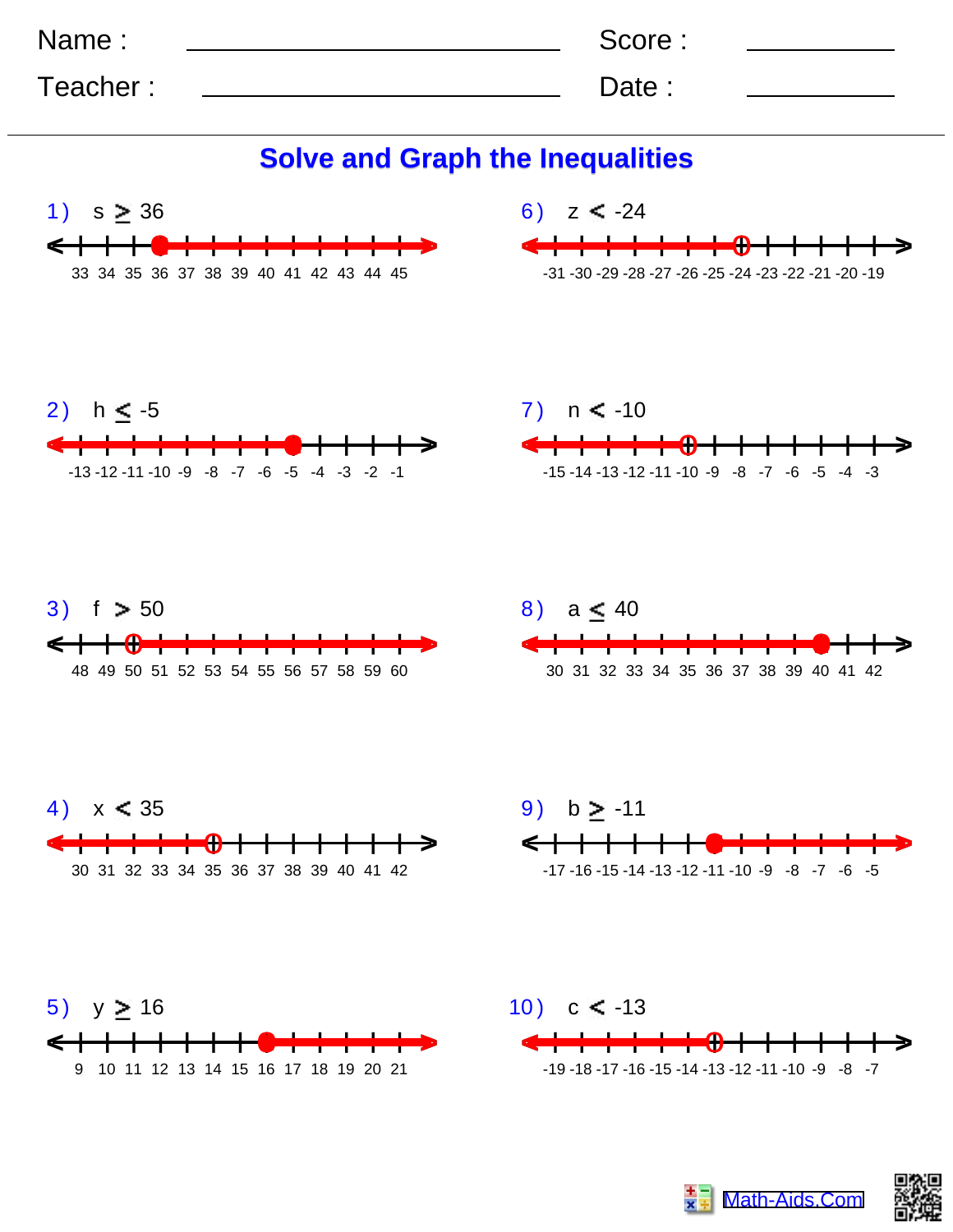Name : \_\_\_\_\_\_\_\_\_\_\_\_\_\_\_\_\_\_\_\_ Score : \_\_\_\_\_\_\_\_\_\_

Teacher : \_\_\_\_\_\_\_\_\_\_\_\_\_\_\_\_\_\_\_\_ Date : \_\_\_\_\_\_\_\_\_\_

## Solve and Graph the Inequalities

1) $s \geq 36$

33 34 35 36 37 38 39 40 41 42 43 44 45

2) $h \leq -5$

-13 -12 -11 -10 -9 -8 -7 -6 -5 -4 -3 -2 -1

3) $f > 50$

48 49 50 51 52 53 54 55 56 57 58 59 60

4) $x < 35$

30 31 32 33 34 35 36 37 38 39 40 41 42

5) $y \geq 16$

9 10 11 12 13 14 15 16 17 18 19 20 21

6) $z < -24$

-31 -30 -29 -28 -27 -26 -25 -24 -23 -22 -21 -20 -19

7) $n < -10$

-15 -14 -13 -12 -11 -10 -9 -8 -7 -6 -5 -4 -3

8) $a \leq 40$

30 31 32 33 34 35 36 37 38 39 40 41 42

9) $b \geq -11$

-17 -16 -15 -14 -13 -12 -11 -10 -9 -8 -7 -6 -5

10) $c < -13$

-19 -18 -17 -16 -15 -14 -13 -12 -11 -10 -9 -8 -7

Math-Aids.Com